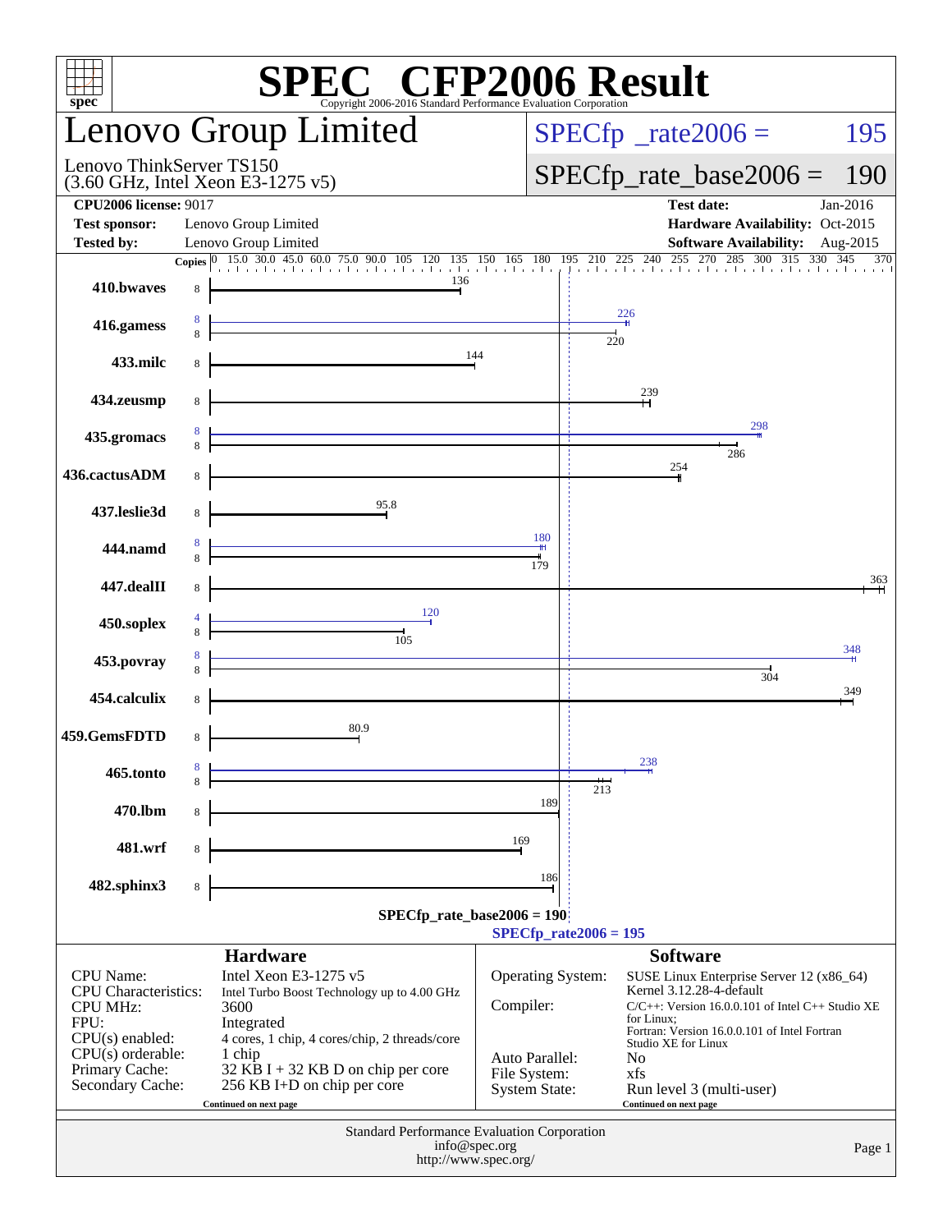# SPEC® CFP2006 Result

Copyright 2006-2016 Standard Performance Evaluation Corporation

## Lenovo Group Limited

Lenovo ThinkServer TS150
(3.60 GHz, Intel Xeon E3-1275 v5)

SPECfp_rate2006 = 195

SPECfp_rate_base2006 = 190

| | | | |
|---|---|---|---|
| **CPU2006 license:** 9017 | | **Test date:** | Jan-2016 |
| **Test sponsor:** | Lenovo Group Limited | **Hardware Availability:** | Oct-2015 |
| **Tested by:** | Lenovo Group Limited | **Software Availability:** | Aug-2015 |

| Benchmark | Copies (peak) | Copies (base) | Peak | Base |
|---|---|---|---|---|
| 410.bwaves | | 8 | | 136 |
| 416.gamess | 8 | 8 | 226 | 220 |
| 433.milc | | 8 | | 144 |
| 434.zeusmp | | 8 | | 239 |
| 435.gromacs | 8 | 8 | 298 | 286 |
| 436.cactusADM | | 8 | | 254 |
| 437.leslie3d | | 8 | | 95.8 |
| 444.namd | 8 | 8 | 180 | 179 |
| 447.dealII | | 8 | | 363 |
| 450.soplex | 4 | 8 | 120 | 105 |
| 453.povray | 8 | 8 | 348 | 304 |
| 454.calculix | | 8 | | 349 |
| 459.GemsFDTD | | 8 | | 80.9 |
| 465.tonto | 8 | 8 | 238 | 213 |
| 470.lbm | | 8 | | 189 |
| 481.wrf | | 8 | | 169 |
| 482.sphinx3 | | 8 | | 186 |

SPECfp_rate_base2006 = 190

SPECfp_rate2006 = 195

### Hardware

| | |
|---|---|
| CPU Name: | Intel Xeon E3-1275 v5 |
| CPU Characteristics: | Intel Turbo Boost Technology up to 4.00 GHz |
| CPU MHz: | 3600 |
| FPU: | Integrated |
| CPU(s) enabled: | 4 cores, 1 chip, 4 cores/chip, 2 threads/core |
| CPU(s) orderable: | 1 chip |
| Primary Cache: | 32 KB I + 32 KB D on chip per core |
| Secondary Cache: | 256 KB I+D on chip per core |

Continued on next page

### Software

| | |
|---|---|
| Operating System: | SUSE Linux Enterprise Server 12 (x86_64) Kernel 3.12.28-4-default |
| Compiler: | C/C++: Version 16.0.0.101 of Intel C++ Studio XE for Linux; Fortran: Version 16.0.0.101 of Intel Fortran Studio XE for Linux |
| Auto Parallel: | No |
| File System: | xfs |
| System State: | Run level 3 (multi-user) |

Continued on next page

Standard Performance Evaluation Corporation
info@spec.org
http://www.spec.org/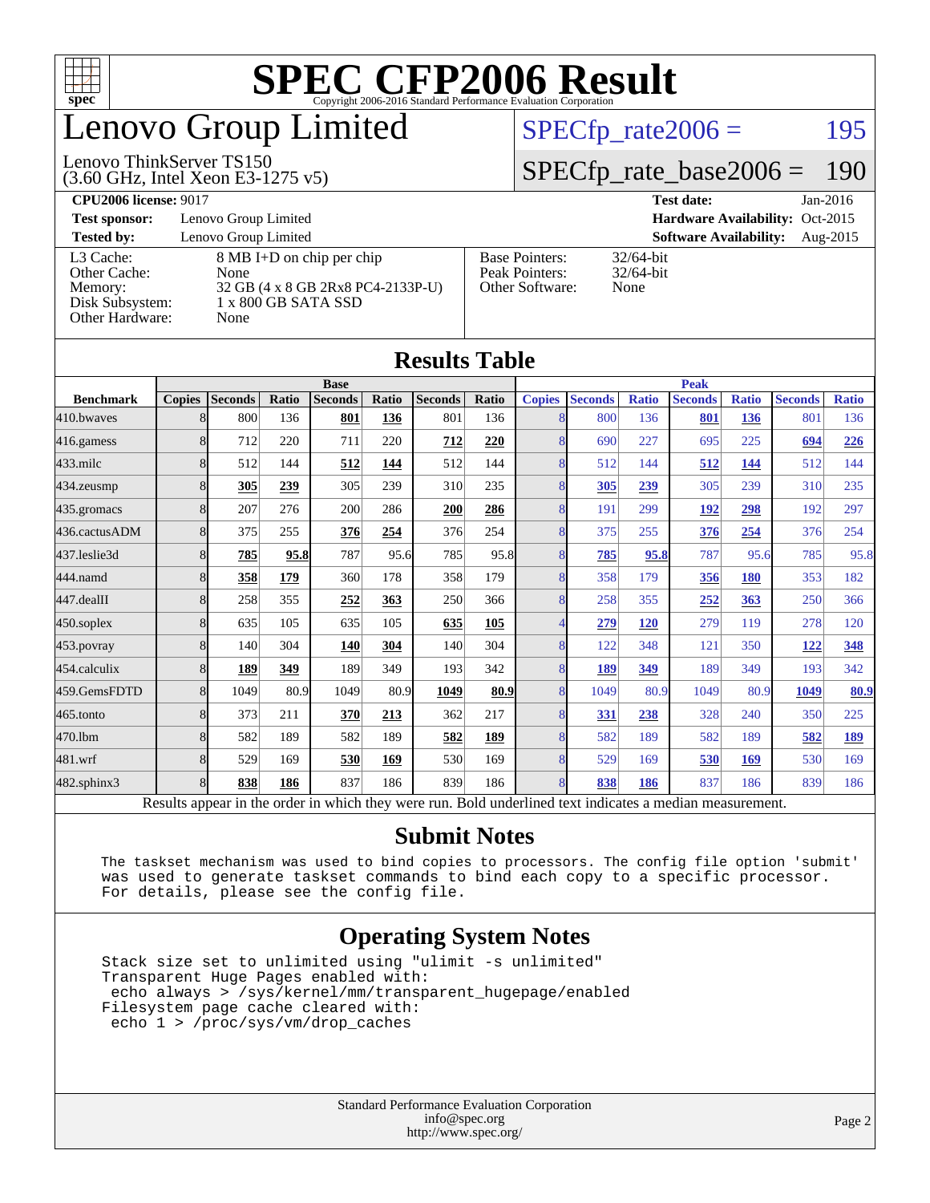# SPEC CFP2006 Result

Copyright 2006-2016 Standard Performance Evaluation Corporation

## Lenovo Group Limited

Lenovo ThinkServer TS150
(3.60 GHz, Intel Xeon E3-1275 v5)

SPECfp_rate2006 = 195

SPECfp_rate_base2006 = 190

| | | | |
|---|---|---|---|
| **CPU2006 license:** 9017 | | **Test date:** | Jan-2016 |
| **Test sponsor:** | Lenovo Group Limited | **Hardware Availability:** | Oct-2015 |
| **Tested by:** | Lenovo Group Limited | **Software Availability:** | Aug-2015 |

| | |
|---|---|
| L3 Cache: | 8 MB I+D on chip per chip |
| Other Cache: | None |
| Memory: | 32 GB (4 x 8 GB 2Rx8 PC4-2133P-U) |
| Disk Subsystem: | 1 x 800 GB SATA SSD |
| Other Hardware: | None |

| | |
|---|---|
| Base Pointers: | 32/64-bit |
| Peak Pointers: | 32/64-bit |
| Other Software: | None |

## Results Table

| | Base | | | | | | | Peak | | | | | | |
|---|---|---|---|---|---|---|---|---|---|---|---|---|---|---|
| **Benchmark** | **Copies** | **Seconds** | **Ratio** | **Seconds** | **Ratio** | **Seconds** | **Ratio** | **Copies** | **Seconds** | **Ratio** | **Seconds** | **Ratio** | **Seconds** | **Ratio** |
| 410.bwaves | 8 | 800 | 136 | **801** | **136** | 801 | 136 | 8 | 800 | 136 | **801** | **136** | 801 | 136 |
| 416.gamess | 8 | 712 | 220 | 711 | 220 | **712** | **220** | 8 | 690 | 227 | 695 | 225 | **694** | **226** |
| 433.milc | 8 | 512 | 144 | **512** | **144** | 512 | 144 | 8 | 512 | 144 | **512** | **144** | 512 | 144 |
| 434.zeusmp | 8 | **305** | **239** | 305 | 239 | 310 | 235 | 8 | **305** | **239** | 305 | 239 | 310 | 235 |
| 435.gromacs | 8 | 207 | 276 | 200 | 286 | **200** | **286** | 8 | 191 | 299 | **192** | **298** | 192 | 297 |
| 436.cactusADM | 8 | 375 | 255 | **376** | **254** | 376 | 254 | 8 | 375 | 255 | **376** | **254** | 376 | 254 |
| 437.leslie3d | 8 | **785** | **95.8** | 787 | 95.6 | 785 | 95.8 | 8 | **785** | **95.8** | 787 | 95.6 | 785 | 95.8 |
| 444.namd | 8 | **358** | **179** | 360 | 178 | 358 | 179 | 8 | 358 | 179 | **356** | **180** | 353 | 182 |
| 447.dealII | 8 | 258 | 355 | **252** | **363** | 250 | 366 | 8 | 258 | 355 | **252** | **363** | 250 | 366 |
| 450.soplex | 8 | 635 | 105 | 635 | 105 | **635** | **105** | 4 | **279** | **120** | 279 | 119 | 278 | 120 |
| 453.povray | 8 | 140 | 304 | **140** | **304** | 140 | 304 | 8 | 122 | 348 | 121 | 350 | **122** | **348** |
| 454.calculix | 8 | **189** | **349** | 189 | 349 | 193 | 342 | 8 | **189** | **349** | 189 | 349 | 193 | 342 |
| 459.GemsFDTD | 8 | 1049 | 80.9 | 1049 | 80.9 | **1049** | **80.9** | 8 | 1049 | 80.9 | 1049 | 80.9 | **1049** | **80.9** |
| 465.tonto | 8 | 373 | 211 | **370** | **213** | 362 | 217 | 8 | **331** | **238** | 328 | 240 | 350 | 225 |
| 470.lbm | 8 | 582 | 189 | 582 | 189 | **582** | **189** | 8 | 582 | 189 | 582 | 189 | **582** | **189** |
| 481.wrf | 8 | 529 | 169 | **530** | **169** | 530 | 169 | 8 | 529 | 169 | **530** | **169** | 530 | 169 |
| 482.sphinx3 | 8 | **838** | **186** | 837 | 186 | 839 | 186 | 8 | **838** | **186** | 837 | 186 | 839 | 186 |

Results appear in the order in which they were run. Bold underlined text indicates a median measurement.

## Submit Notes

```
The taskset mechanism was used to bind copies to processors. The config file option 'submit'
was used to generate taskset commands to bind each copy to a specific processor.
For details, please see the config file.
```

## Operating System Notes

```
Stack size set to unlimited using "ulimit -s unlimited"
Transparent Huge Pages enabled with:
 echo always > /sys/kernel/mm/transparent_hugepage/enabled
Filesystem page cache cleared with:
 echo 1 > /proc/sys/vm/drop_caches
```

Standard Performance Evaluation Corporation
info@spec.org
http://www.spec.org/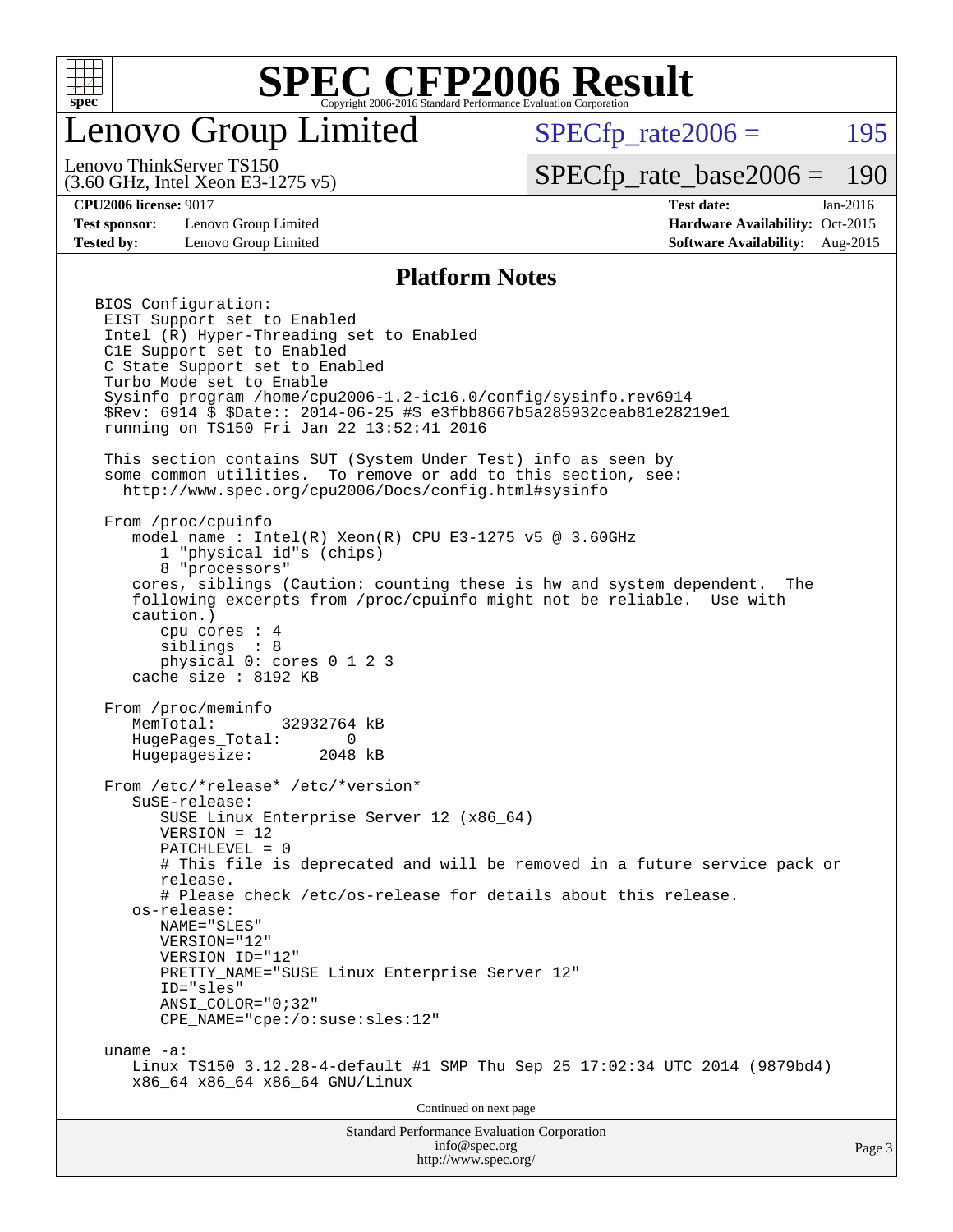# SPEC CFP2006 Result

## Lenovo Group Limited

Lenovo ThinkServer TS150
(3.60 GHz, Intel Xeon E3-1275 v5)

SPECfp_rate2006 = 195

SPECfp_rate_base2006 = 190

| | | | |
|---|---|---|---|
| **CPU2006 license:** 9017 | | **Test date:** | Jan-2016 |
| **Test sponsor:** | Lenovo Group Limited | **Hardware Availability:** | Oct-2015 |
| **Tested by:** | Lenovo Group Limited | **Software Availability:** | Aug-2015 |

### Platform Notes

```
BIOS Configuration:
 EIST Support set to Enabled
 Intel (R) Hyper-Threading set to Enabled
 C1E Support set to Enabled
 C State Support set to Enabled
 Turbo Mode set to Enable
 Sysinfo program /home/cpu2006-1.2-ic16.0/config/sysinfo.rev6914
 $Rev: 6914 $ $Date:: 2014-06-25 #$ e3fbb8667b5a285932ceab81e28219e1
 running on TS150 Fri Jan 22 13:52:41 2016

 This section contains SUT (System Under Test) info as seen by
 some common utilities.  To remove or add to this section, see:
   http://www.spec.org/cpu2006/Docs/config.html#sysinfo

 From /proc/cpuinfo
    model name : Intel(R) Xeon(R) CPU E3-1275 v5 @ 3.60GHz
       1 "physical id"s (chips)
       8 "processors"
    cores, siblings (Caution: counting these is hw and system dependent.  The
    following excerpts from /proc/cpuinfo might not be reliable.  Use with
    caution.)
       cpu cores : 4
       siblings  : 8
       physical 0: cores 0 1 2 3
    cache size : 8192 KB

 From /proc/meminfo
    MemTotal:       32932764 kB
    HugePages_Total:       0
    Hugepagesize:       2048 kB

 From /etc/*release* /etc/*version*
    SuSE-release:
       SUSE Linux Enterprise Server 12 (x86_64)
       VERSION = 12
       PATCHLEVEL = 0
       # This file is deprecated and will be removed in a future service pack or
       release.
       # Please check /etc/os-release for details about this release.
    os-release:
       NAME="SLES"
       VERSION="12"
       VERSION_ID="12"
       PRETTY_NAME="SUSE Linux Enterprise Server 12"
       ID="sles"
       ANSI_COLOR="0;32"
       CPE_NAME="cpe:/o:suse:sles:12"

 uname -a:
    Linux TS150 3.12.28-4-default #1 SMP Thu Sep 25 17:02:34 UTC 2014 (9879bd4)
    x86_64 x86_64 x86_64 GNU/Linux
```

Continued on next page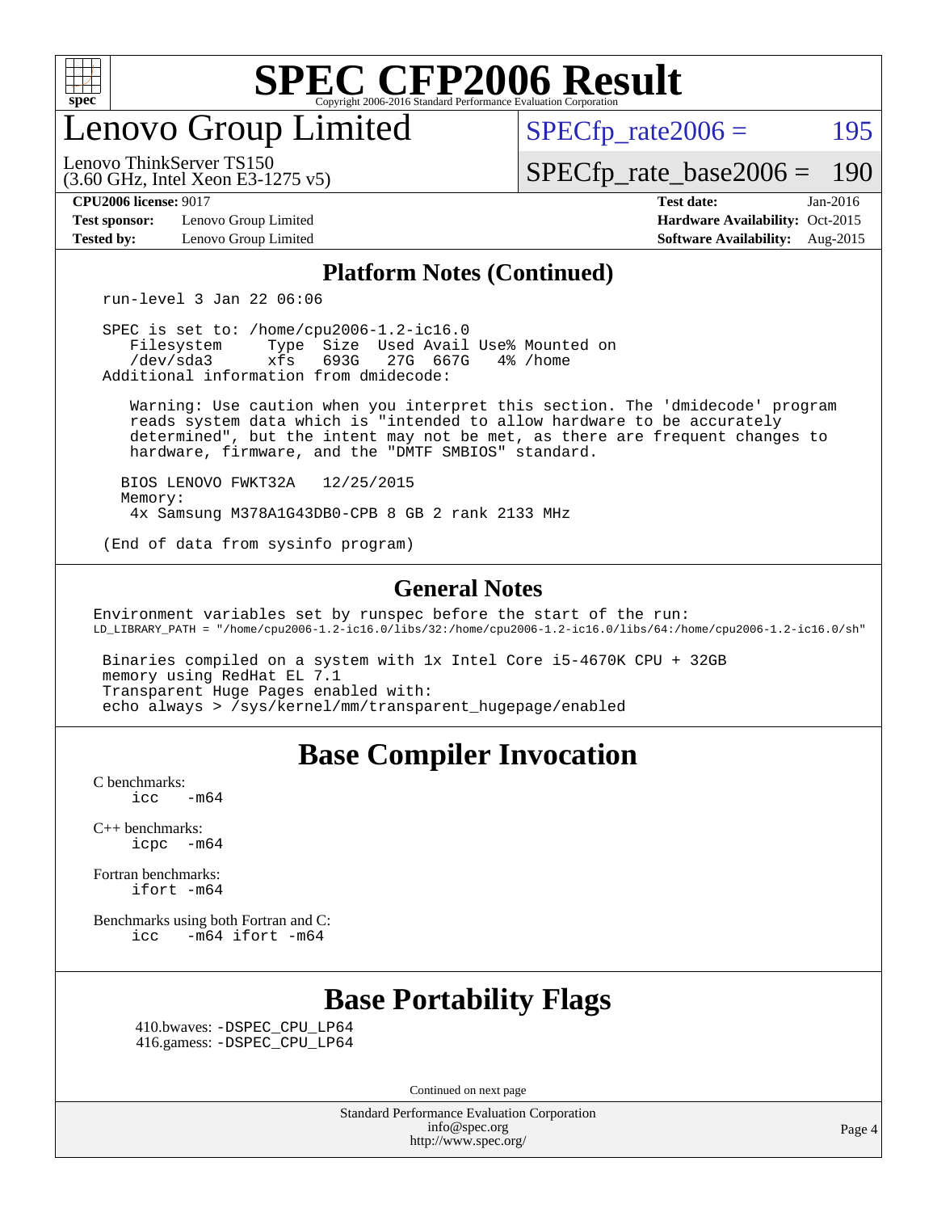# SPEC CFP2006 Result

Copyright 2006-2016 Standard Performance Evaluation Corporation

## Lenovo Group Limited

Lenovo ThinkServer TS150
(3.60 GHz, Intel Xeon E3-1275 v5)

SPECfp_rate2006 = 195

SPECfp_rate_base2006 = 190

**CPU2006 license:** 9017
**Test sponsor:** Lenovo Group Limited
**Tested by:** Lenovo Group Limited

**Test date:** Jan-2016
**Hardware Availability:** Oct-2015
**Software Availability:** Aug-2015

### Platform Notes (Continued)

```
run-level 3 Jan 22 06:06

SPEC is set to: /home/cpu2006-1.2-ic16.0
   Filesystem     Type  Size  Used Avail Use% Mounted on
   /dev/sda3      xfs   693G   27G  667G   4% /home
Additional information from dmidecode:

    Warning: Use caution when you interpret this section. The 'dmidecode' program
    reads system data which is "intended to allow hardware to be accurately
    determined", but the intent may not be met, as there are frequent changes to
    hardware, firmware, and the "DMTF SMBIOS" standard.

   BIOS LENOVO FWKT32A   12/25/2015
   Memory:
    4x Samsung M378A1G43DB0-CPB 8 GB 2 rank 2133 MHz

(End of data from sysinfo program)
```

### General Notes

```
Environment variables set by runspec before the start of the run:
LD_LIBRARY_PATH = "/home/cpu2006-1.2-ic16.0/libs/32:/home/cpu2006-1.2-ic16.0/libs/64:/home/cpu2006-1.2-ic16.0/sh"

 Binaries compiled on a system with 1x Intel Core i5-4670K CPU + 32GB
 memory using RedHat EL 7.1
 Transparent Huge Pages enabled with:
 echo always > /sys/kernel/mm/transparent_hugepage/enabled
```

## Base Compiler Invocation

C benchmarks:
```
icc   -m64
```

C++ benchmarks:
```
icpc  -m64
```

Fortran benchmarks:
```
ifort -m64
```

Benchmarks using both Fortran and C:
```
icc   -m64 ifort -m64
```

## Base Portability Flags

410.bwaves: -DSPEC_CPU_LP64
416.gamess: -DSPEC_CPU_LP64

Continued on next page

Standard Performance Evaluation Corporation
info@spec.org
http://www.spec.org/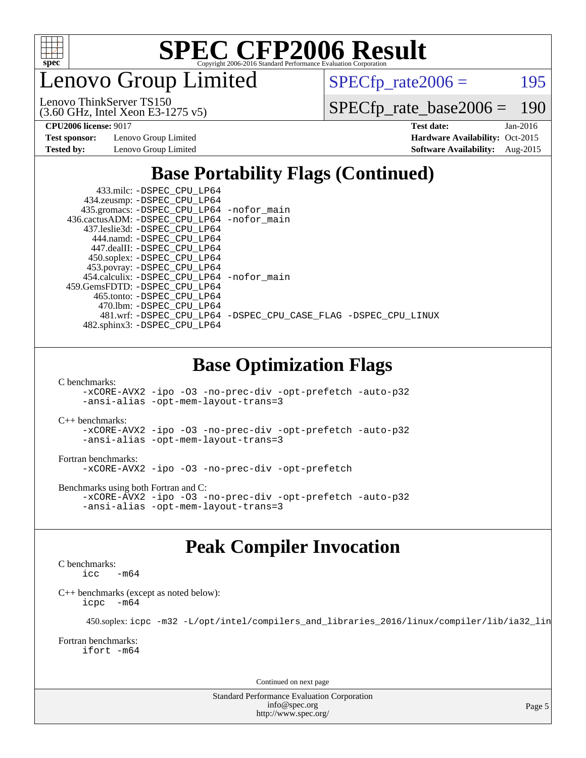# Lenovo Group Limited

Lenovo ThinkServer TS150
(3.60 GHz, Intel Xeon E3-1275 v5)

SPECfp_rate2006 = 195

SPECfp_rate_base2006 = 190

**CPU2006 license:** 9017
**Test sponsor:** Lenovo Group Limited
**Tested by:** Lenovo Group Limited

**Test date:** Jan-2016
**Hardware Availability:** Oct-2015
**Software Availability:** Aug-2015

## Base Portability Flags (Continued)

```
      433.milc: -DSPEC_CPU_LP64
    434.zeusmp: -DSPEC_CPU_LP64
   435.gromacs: -DSPEC_CPU_LP64 -nofor_main
  436.cactusADM: -DSPEC_CPU_LP64 -nofor_main
   437.leslie3d: -DSPEC_CPU_LP64
      444.namd: -DSPEC_CPU_LP64
    447.dealII: -DSPEC_CPU_LP64
    450.soplex: -DSPEC_CPU_LP64
    453.povray: -DSPEC_CPU_LP64
  454.calculix: -DSPEC_CPU_LP64 -nofor_main
 459.GemsFDTD: -DSPEC_CPU_LP64
     465.tonto: -DSPEC_CPU_LP64
       470.lbm: -DSPEC_CPU_LP64
       481.wrf: -DSPEC_CPU_LP64 -DSPEC_CPU_CASE_FLAG -DSPEC_CPU_LINUX
   482.sphinx3: -DSPEC_CPU_LP64
```

## Base Optimization Flags

C benchmarks:
```
-xCORE-AVX2 -ipo -O3 -no-prec-div -opt-prefetch -auto-p32
-ansi-alias -opt-mem-layout-trans=3
```

C++ benchmarks:
```
-xCORE-AVX2 -ipo -O3 -no-prec-div -opt-prefetch -auto-p32
-ansi-alias -opt-mem-layout-trans=3
```

Fortran benchmarks:
```
-xCORE-AVX2 -ipo -O3 -no-prec-div -opt-prefetch
```

Benchmarks using both Fortran and C:
```
-xCORE-AVX2 -ipo -O3 -no-prec-div -opt-prefetch -auto-p32
-ansi-alias -opt-mem-layout-trans=3
```

## Peak Compiler Invocation

C benchmarks:
```
icc   -m64
```

C++ benchmarks (except as noted below):
```
icpc  -m64
```

450.soplex: `icpc -m32 -L/opt/intel/compilers_and_libraries_2016/linux/compiler/lib/ia32_lin`

Fortran benchmarks:
```
ifort -m64
```

Continued on next page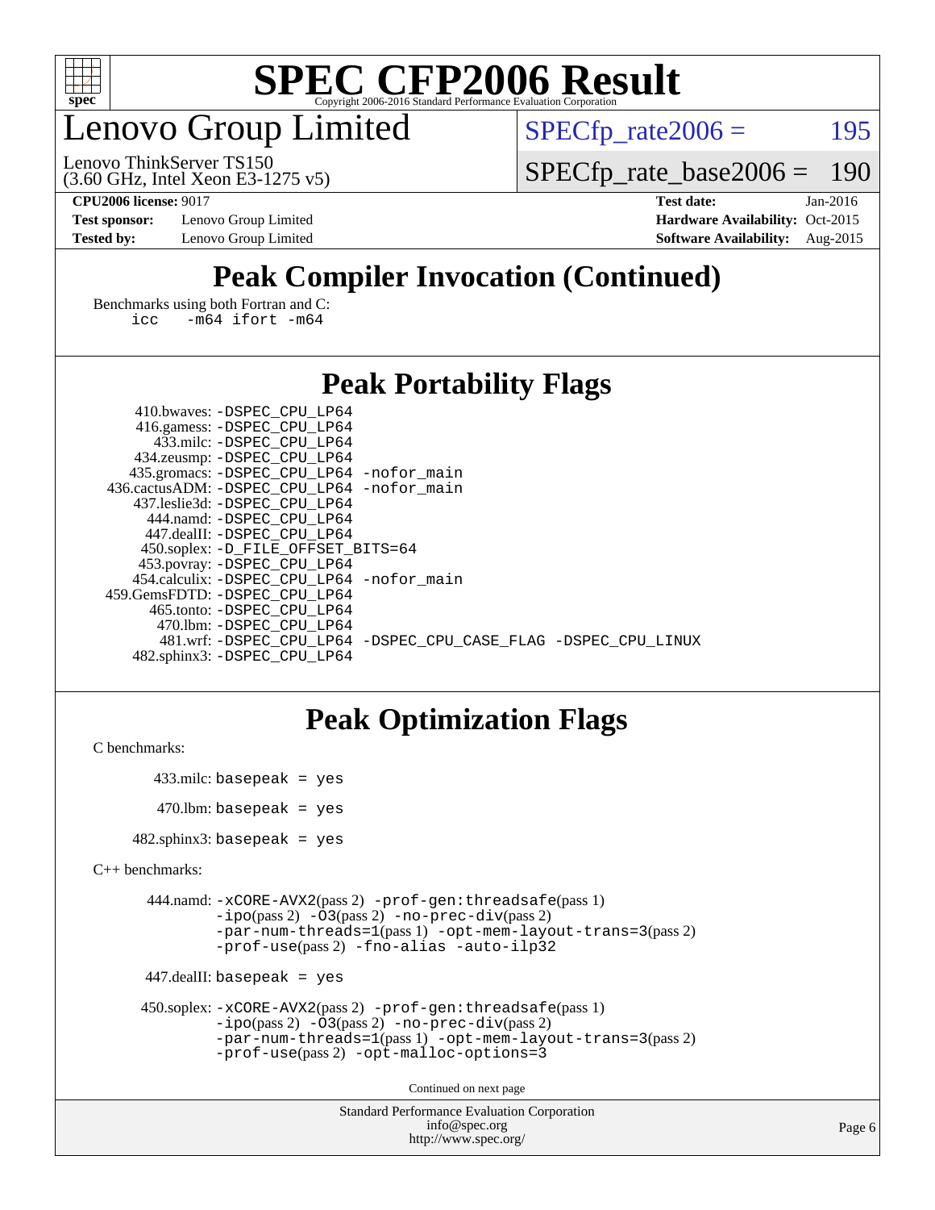# Lenovo Group Limited

Lenovo ThinkServer TS150
(3.60 GHz, Intel Xeon E3-1275 v5)

SPECfp_rate2006 = 195

SPECfp_rate_base2006 = 190

**CPU2006 license:** 9017
**Test sponsor:** Lenovo Group Limited
**Tested by:** Lenovo Group Limited

**Test date:** Jan-2016
**Hardware Availability:** Oct-2015
**Software Availability:** Aug-2015

## Peak Compiler Invocation (Continued)

Benchmarks using both Fortran and C:
```
icc   -m64 ifort -m64
```

## Peak Portability Flags

```
     410.bwaves: -DSPEC_CPU_LP64
     416.gamess: -DSPEC_CPU_LP64
       433.milc: -DSPEC_CPU_LP64
     434.zeusmp: -DSPEC_CPU_LP64
    435.gromacs: -DSPEC_CPU_LP64 -nofor_main
 436.cactusADM: -DSPEC_CPU_LP64 -nofor_main
   437.leslie3d: -DSPEC_CPU_LP64
      444.namd: -DSPEC_CPU_LP64
     447.dealII: -DSPEC_CPU_LP64
    450.soplex: -D_FILE_OFFSET_BITS=64
    453.povray: -DSPEC_CPU_LP64
  454.calculix: -DSPEC_CPU_LP64 -nofor_main
 459.GemsFDTD: -DSPEC_CPU_LP64
      465.tonto: -DSPEC_CPU_LP64
        470.lbm: -DSPEC_CPU_LP64
        481.wrf: -DSPEC_CPU_LP64 -DSPEC_CPU_CASE_FLAG -DSPEC_CPU_LINUX
    482.sphinx3: -DSPEC_CPU_LP64
```

## Peak Optimization Flags

C benchmarks:

```
      433.milc: basepeak = yes

       470.lbm: basepeak = yes

   482.sphinx3: basepeak = yes
```

C++ benchmarks:

```
      444.namd: -xCORE-AVX2(pass 2) -prof-gen:threadsafe(pass 1)
                -ipo(pass 2) -O3(pass 2) -no-prec-div(pass 2)
                -par-num-threads=1(pass 1) -opt-mem-layout-trans=3(pass 2)
                -prof-use(pass 2) -fno-alias -auto-ilp32

    447.dealII: basepeak = yes

    450.soplex: -xCORE-AVX2(pass 2) -prof-gen:threadsafe(pass 1)
                -ipo(pass 2) -O3(pass 2) -no-prec-div(pass 2)
                -par-num-threads=1(pass 1) -opt-mem-layout-trans=3(pass 2)
                -prof-use(pass 2) -opt-malloc-options=3
```

Continued on next page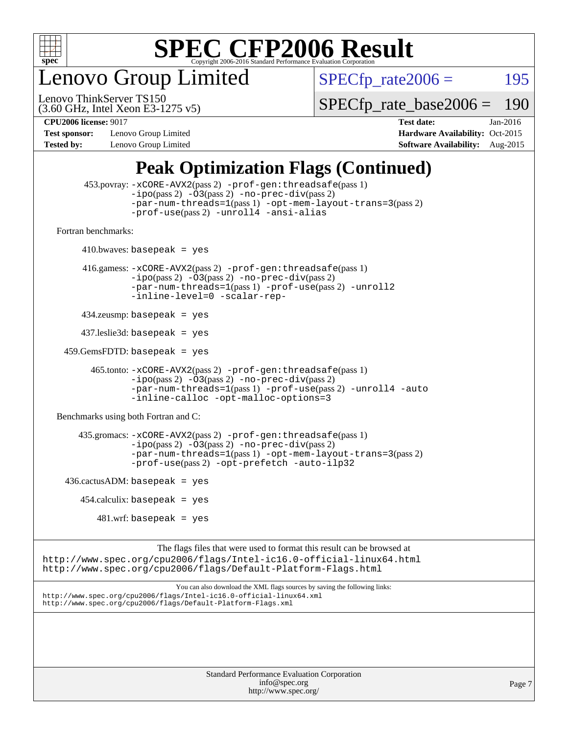# SPEC CFP2006 Result

Copyright 2006-2016 Standard Performance Evaluation Corporation

## Lenovo Group Limited

Lenovo ThinkServer TS150
(3.60 GHz, Intel Xeon E3-1275 v5)

SPECfp_rate2006 = 195

SPECfp_rate_base2006 = 190

**CPU2006 license:** 9017
**Test sponsor:** Lenovo Group Limited
**Tested by:** Lenovo Group Limited

**Test date:** Jan-2016
**Hardware Availability:** Oct-2015
**Software Availability:** Aug-2015

# Peak Optimization Flags (Continued)

453.povray: -xCORE-AVX2(pass 2) -prof-gen:threadsafe(pass 1) -ipo(pass 2) -O3(pass 2) -no-prec-div(pass 2) -par-num-threads=1(pass 1) -opt-mem-layout-trans=3(pass 2) -prof-use(pass 2) -unroll4 -ansi-alias

Fortran benchmarks:

410.bwaves: basepeak = yes

416.gamess: -xCORE-AVX2(pass 2) -prof-gen:threadsafe(pass 1) -ipo(pass 2) -O3(pass 2) -no-prec-div(pass 2) -par-num-threads=1(pass 1) -prof-use(pass 2) -unroll2 -inline-level=0 -scalar-rep-

434.zeusmp: basepeak = yes

437.leslie3d: basepeak = yes

459.GemsFDTD: basepeak = yes

465.tonto: -xCORE-AVX2(pass 2) -prof-gen:threadsafe(pass 1) -ipo(pass 2) -O3(pass 2) -no-prec-div(pass 2) -par-num-threads=1(pass 1) -prof-use(pass 2) -unroll4 -auto -inline-calloc -opt-malloc-options=3

Benchmarks using both Fortran and C:

435.gromacs: -xCORE-AVX2(pass 2) -prof-gen:threadsafe(pass 1) -ipo(pass 2) -O3(pass 2) -no-prec-div(pass 2) -par-num-threads=1(pass 1) -opt-mem-layout-trans=3(pass 2) -prof-use(pass 2) -opt-prefetch -auto-ilp32

436.cactusADM: basepeak = yes

454.calculix: basepeak = yes

481.wrf: basepeak = yes

The flags files that were used to format this result can be browsed at
http://www.spec.org/cpu2006/flags/Intel-ic16.0-official-linux64.html
http://www.spec.org/cpu2006/flags/Default-Platform-Flags.html

You can also download the XML flags sources by saving the following links:
http://www.spec.org/cpu2006/flags/Intel-ic16.0-official-linux64.xml
http://www.spec.org/cpu2006/flags/Default-Platform-Flags.xml

Standard Performance Evaluation Corporation
info@spec.org
http://www.spec.org/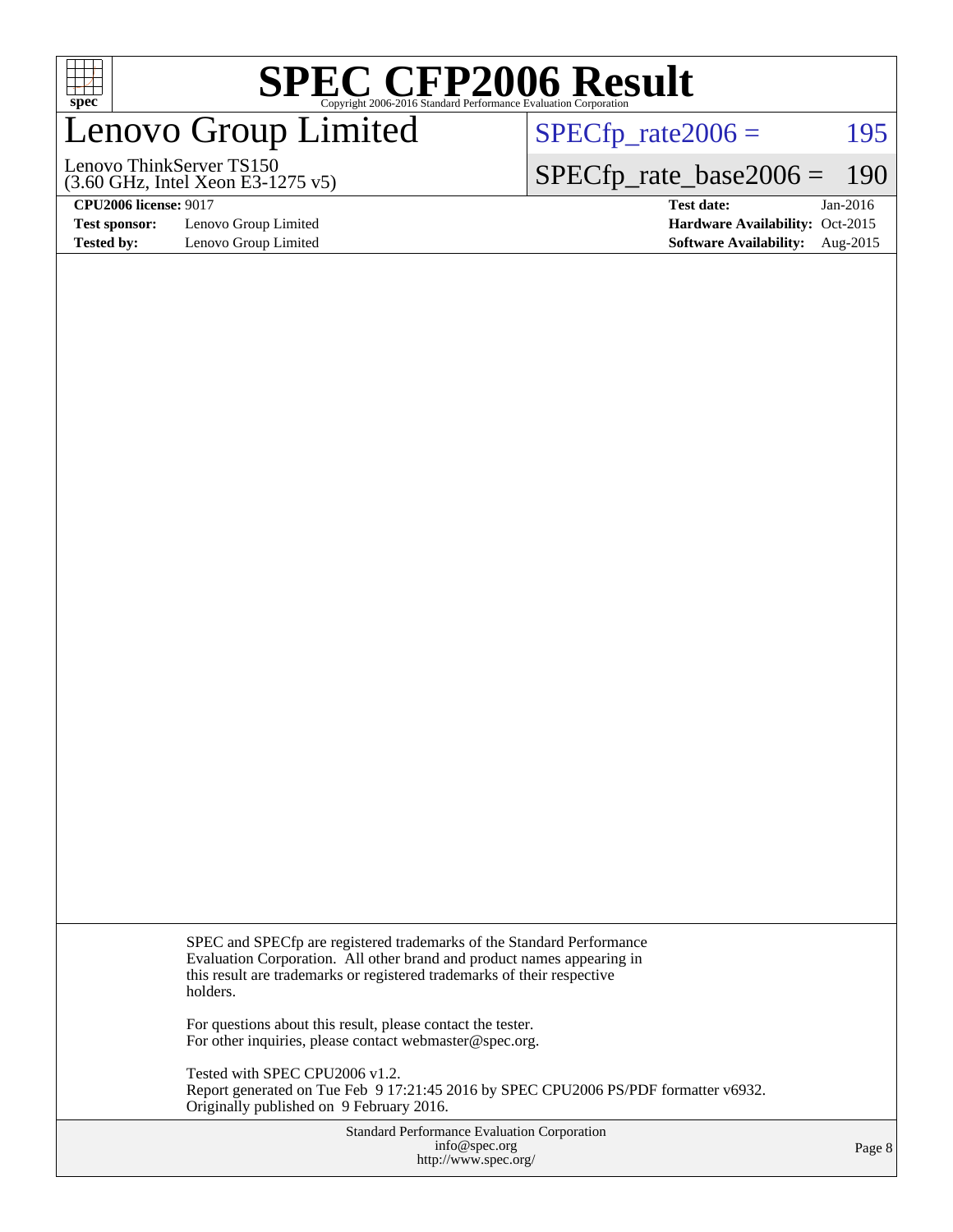SPEC and SPECfp are registered trademarks of the Standard Performance Evaluation Corporation. All other brand and product names appearing in this result are trademarks or registered trademarks of their respective holders.

For questions about this result, please contact the tester.
For other inquiries, please contact webmaster@spec.org.

Tested with SPEC CPU2006 v1.2.
Report generated on Tue Feb 9 17:21:45 2016 by SPEC CPU2006 PS/PDF formatter v6932.
Originally published on 9 February 2016.